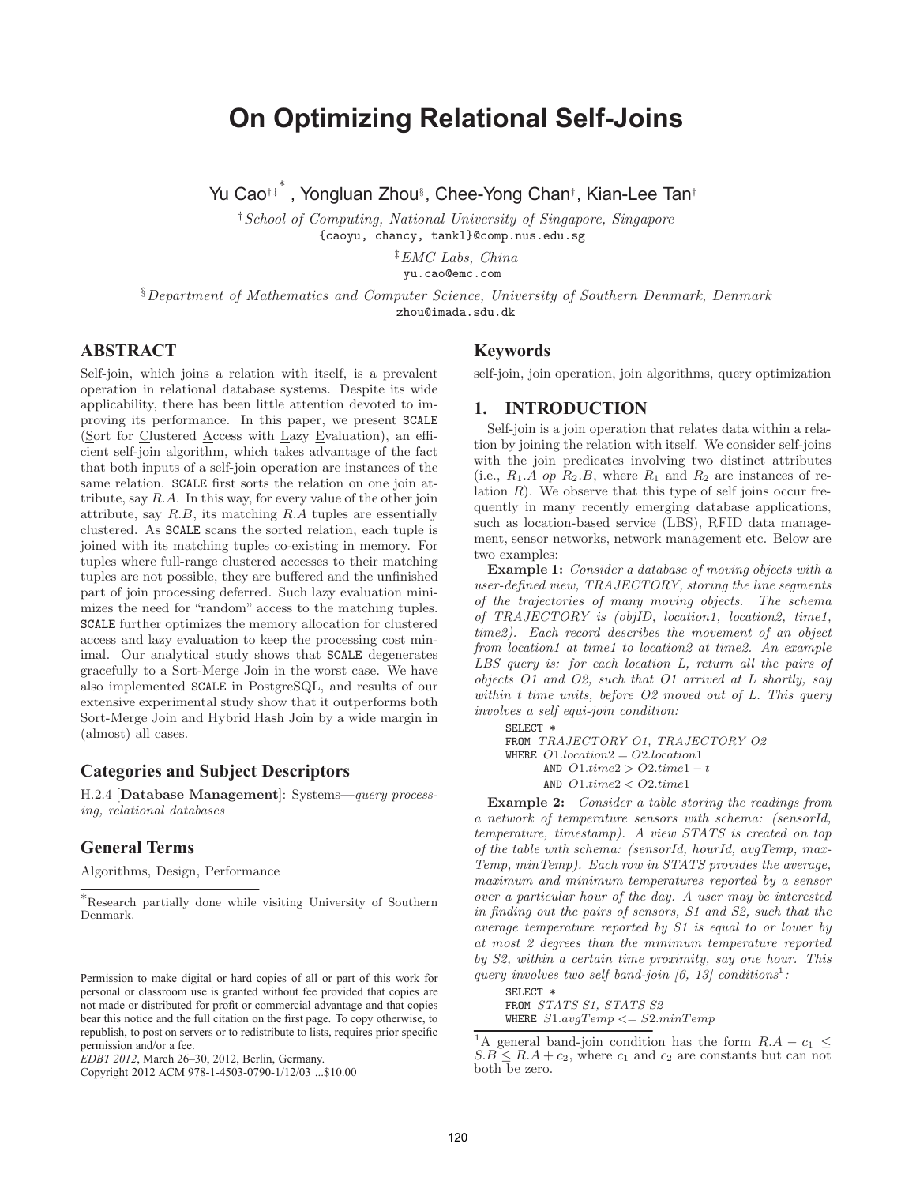# On Optimizing Relational Self-Joins

Yu Cao[†‡*], Yongluan Zhou[§], Chee-Yong Chan[†], Kian-Lee Tan[†]

[†]*School of Computing, National University of Singapore, Singapore*
{caoyu, chancy, tankl}@comp.nus.edu.sg

[‡]*EMC Labs, China*
yu.cao@emc.com

[§]*Department of Mathematics and Computer Science, University of Southern Denmark, Denmark*
zhou@imada.sdu.dk

## ABSTRACT

Self-join, which joins a relation with itself, is a prevalent operation in relational database systems. Despite its wide applicability, there has been little attention devoted to improving its performance. In this paper, we present SCALE (Sort for Clustered Access with Lazy Evaluation), an efficient self-join algorithm, which takes advantage of the fact that both inputs of a self-join operation are instances of the same relation. SCALE first sorts the relation on one join attribute, say $R.A$. In this way, for every value of the other join attribute, say $R.B$, its matching $R.A$ tuples are essentially clustered. As SCALE scans the sorted relation, each tuple is joined with its matching tuples co-existing in memory. For tuples where full-range clustered accesses to their matching tuples are not possible, they are buffered and the unfinished part of join processing deferred. Such lazy evaluation minimizes the need for "random" access to the matching tuples. SCALE further optimizes the memory allocation for clustered access and lazy evaluation to keep the processing cost minimal. Our analytical study shows that SCALE degenerates gracefully to a Sort-Merge Join in the worst case. We have also implemented SCALE in PostgreSQL, and results of our extensive experimental study show that it outperforms both Sort-Merge Join and Hybrid Hash Join by a wide margin in (almost) all cases.

### Categories and Subject Descriptors

H.2.4 [**Database Management**]: Systems—*query processing, relational databases*

### General Terms

Algorithms, Design, Performance

[*]Research partially done while visiting University of Southern Denmark.

Permission to make digital or hard copies of all or part of this work for personal or classroom use is granted without fee provided that copies are not made or distributed for profit or commercial advantage and that copies bear this notice and the full citation on the first page. To copy otherwise, to republish, to post on servers or to redistribute to lists, requires prior specific permission and/or a fee.
*EDBT 2012*, March 26–30, 2012, Berlin, Germany.
Copyright 2012 ACM 978-1-4503-0790-1/12/03 ...$10.00

### Keywords

self-join, join operation, join algorithms, query optimization

## 1. INTRODUCTION

Self-join is a join operation that relates data within a relation by joining the relation with itself. We consider self-joins with the join predicates involving two distinct attributes (i.e., $R_1.A$ *op* $R_2.B$, where $R_1$ and $R_2$ are instances of relation $R$). We observe that this type of self joins occur frequently in many recently emerging database applications, such as location-based service (LBS), RFID data management, sensor networks, network management etc. Below are two examples:

**Example 1:** *Consider a database of moving objects with a user-defined view, TRAJECTORY, storing the line segments of the trajectories of many moving objects. The schema of TRAJECTORY is (objID, location1, location2, time1, time2). Each record describes the movement of an object from location1 at time1 to location2 at time2. An example LBS query is: for each location L, return all the pairs of objects O1 and O2, such that O1 arrived at L shortly, say within t time units, before O2 moved out of L. This query involves a self equi-join condition:*

```
SELECT *
FROM TRAJECTORY O1, TRAJECTORY O2
WHERE O1.location2 = O2.location1
      AND O1.time2 > O2.time1 − t
      AND O1.time2 < O2.time1
```

**Example 2:** *Consider a table storing the readings from a network of temperature sensors with schema: (sensorId, temperature, timestamp). A view STATS is created on top of the table with schema: (sensorId, hourId, avgTemp, maxTemp, minTemp). Each row in STATS provides the average, maximum and minimum temperatures reported by a sensor over a particular hour of the day. A user may be interested in finding out the pairs of sensors, S1 and S2, such that the average temperature reported by S1 is equal to or lower by at most 2 degrees than the minimum temperature reported by S2, within a certain time proximity, say one hour. This query involves two self band-join [6, 13] conditions*[1]*:*

```
SELECT *
FROM STATS S1, STATS S2
WHERE S1.avgTemp <= S2.minTemp
```

[1]A general band-join condition has the form $R.A - c_1 \leq S.B \leq R.A + c_2$, where $c_1$ and $c_2$ are constants but can not both be zero.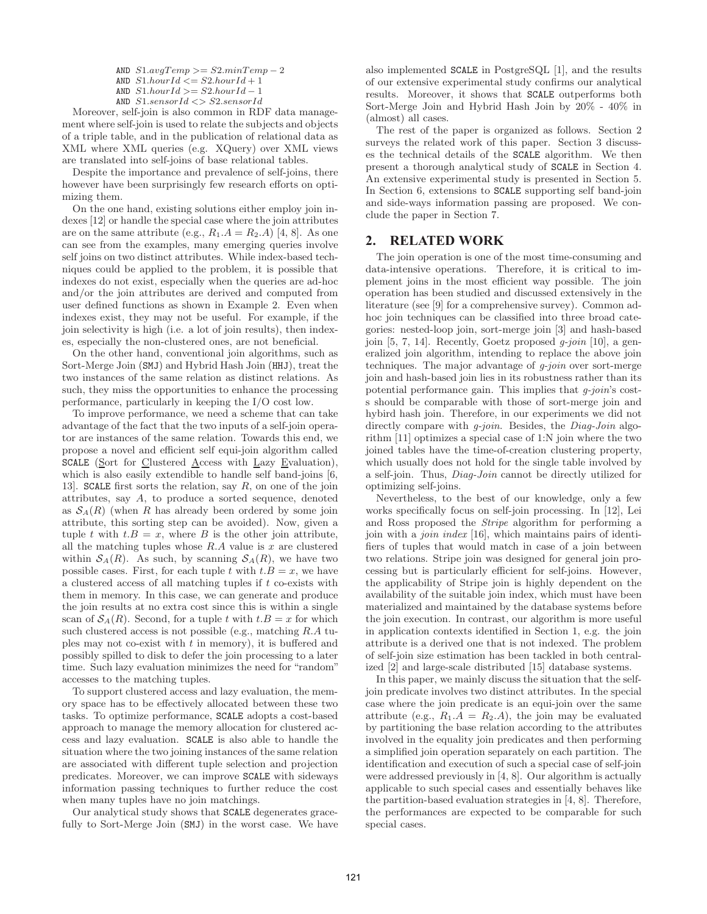```
AND S1.avgTemp >= S2.minTemp − 2
AND S1.hourId <= S2.hourId + 1
AND S1.hourId >= S2.hourId − 1
AND S1.sensorId <> S2.sensorId
```

Moreover, self-join is also common in RDF data management where self-join is used to relate the subjects and objects of a triple table, and in the publication of relational data as XML where XML queries (e.g. XQuery) over XML views are translated into self-joins of base relational tables.

Despite the importance and prevalence of self-joins, there however have been surprisingly few research efforts on optimizing them.

On the one hand, existing solutions either employ join indexes [12] or handle the special case where the join attributes are on the same attribute (e.g., $R_1.A = R_2.A$) [4, 8]. As one can see from the examples, many emerging queries involve self joins on two distinct attributes. While index-based techniques could be applied to the problem, it is possible that indexes do not exist, especially when the queries are ad-hoc and/or the join attributes are derived and computed from user defined functions as shown in Example 2. Even when indexes exist, they may not be useful. For example, if the join selectivity is high (i.e. a lot of join results), then indexes, especially the non-clustered ones, are not beneficial.

On the other hand, conventional join algorithms, such as Sort-Merge Join (SMJ) and Hybrid Hash Join (HHJ), treat the two instances of the same relation as distinct relations. As such, they miss the opportunities to enhance the processing performance, particularly in keeping the I/O cost low.

To improve performance, we need a scheme that can take advantage of the fact that the two inputs of a self-join operator are instances of the same relation. Towards this end, we propose a novel and efficient self equi-join algorithm called SCALE (Sort for Clustered Access with Lazy Evaluation), which is also easily extendible to handle self band-joins [6, 13]. SCALE first sorts the relation, say $R$, on one of the join attributes, say $A$, to produce a sorted sequence, denoted as $\mathcal{S}_A(R)$ (when $R$ has already been ordered by some join attribute, this sorting step can be avoided). Now, given a tuple $t$ with $t.B = x$, where $B$ is the other join attribute, all the matching tuples whose $R.A$ value is $x$ are clustered within $\mathcal{S}_A(R)$. As such, by scanning $\mathcal{S}_A(R)$, we have two possible cases. First, for each tuple $t$ with $t.B = x$, we have a clustered access of all matching tuples if $t$ co-exists with them in memory. In this case, we can generate and produce the join results at no extra cost since this is within a single scan of $\mathcal{S}_A(R)$. Second, for a tuple $t$ with $t.B = x$ for which such clustered access is not possible (e.g., matching $R.A$ tuples may not co-exist with $t$ in memory), it is buffered and possibly spilled to disk to defer the join processing to a later time. Such lazy evaluation minimizes the need for "random" accesses to the matching tuples.

To support clustered access and lazy evaluation, the memory space has to be effectively allocated between these two tasks. To optimize performance, SCALE adopts a cost-based approach to manage the memory allocation for clustered access and lazy evaluation. SCALE is also able to handle the situation where the two joining instances of the same relation are associated with different tuple selection and projection predicates. Moreover, we can improve SCALE with sideways information passing techniques to further reduce the cost when many tuples have no join matchings.

Our analytical study shows that SCALE degenerates gracefully to Sort-Merge Join (SMJ) in the worst case. We have also implemented SCALE in PostgreSQL [1], and the results of our extensive experimental study confirms our analytical results. Moreover, it shows that SCALE outperforms both Sort-Merge Join and Hybrid Hash Join by 20% - 40% in (almost) all cases.

The rest of the paper is organized as follows. Section 2 surveys the related work of this paper. Section 3 discusses the technical details of the SCALE algorithm. We then present a thorough analytical study of SCALE in Section 4. An extensive experimental study is presented in Section 5. In Section 6, extensions to SCALE supporting self band-join and side-ways information passing are proposed. We conclude the paper in Section 7.

## 2. RELATED WORK

The join operation is one of the most time-consuming and data-intensive operations. Therefore, it is critical to implement joins in the most efficient way possible. The join operation has been studied and discussed extensively in the literature (see [9] for a comprehensive survey). Common adhoc join techniques can be classified into three broad categories: nested-loop join, sort-merge join [3] and hash-based join [5, 7, 14]. Recently, Goetz proposed *g-join* [10], a generalized join algorithm, intending to replace the above join techniques. The major advantage of *g-join* over sort-merge join and hash-based join lies in its robustness rather than its potential performance gain. This implies that *g-join*'s costs should be comparable with those of sort-merge join and hybird hash join. Therefore, in our experiments we did not directly compare with *g-join*. Besides, the *Diag-Join* algorithm [11] optimizes a special case of 1:N join where the two joined tables have the time-of-creation clustering property, which usually does not hold for the single table involved by a self-join. Thus, *Diag-Join* cannot be directly utilized for optimizing self-joins.

Nevertheless, to the best of our knowledge, only a few works specifically focus on self-join processing. In [12], Lei and Ross proposed the *Stripe* algorithm for performing a join with a *join index* [16], which maintains pairs of identifiers of tuples that would match in case of a join between two relations. Stripe join was designed for general join processing but is particularly efficient for self-joins. However, the applicability of Stripe join is highly dependent on the availability of the suitable join index, which must have been materialized and maintained by the database systems before the join execution. In contrast, our algorithm is more useful in application contexts identified in Section 1, e.g. the join attribute is a derived one that is not indexed. The problem of self-join size estimation has been tackled in both centralized [2] and large-scale distributed [15] database systems.

In this paper, we mainly discuss the situation that the self-join predicate involves two distinct attributes. In the special case where the join predicate is an equi-join over the same attribute (e.g., $R_1.A = R_2.A$), the join may be evaluated by partitioning the base relation according to the attributes involved in the equality join predicates and then performing a simplified join operation separately on each partition. The identification and execution of such a special case of self-join were addressed previously in [4, 8]. Our algorithm is actually applicable to such special cases and essentially behaves like the partition-based evaluation strategies in [4, 8]. Therefore, the performances are expected to be comparable for such special cases.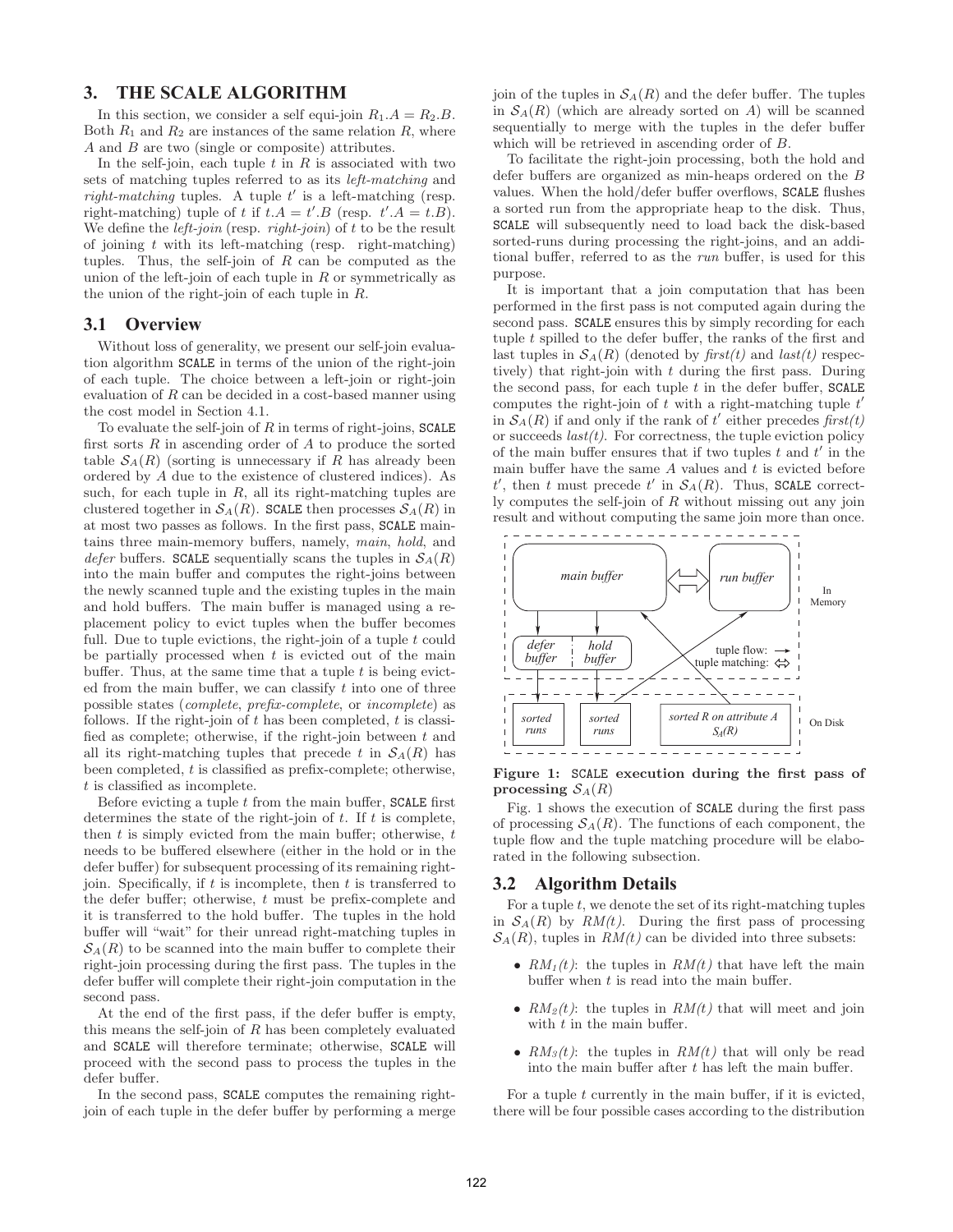## 3. THE SCALE ALGORITHM

In this section, we consider a self equi-join $R_1.A = R_2.B$. Both $R_1$ and $R_2$ are instances of the same relation $R$, where $A$ and $B$ are two (single or composite) attributes.

In the self-join, each tuple $t$ in $R$ is associated with two sets of matching tuples referred to as its *left-matching* and *right-matching* tuples. A tuple $t'$ is a left-matching (resp. right-matching) tuple of $t$ if $t.A = t'.B$ (resp. $t'.A = t.B$). We define the *left-join* (resp. *right-join*) of $t$ to be the result of joining $t$ with its left-matching (resp. right-matching) tuples. Thus, the self-join of $R$ can be computed as the union of the left-join of each tuple in $R$ or symmetrically as the union of the right-join of each tuple in $R$.

### 3.1 Overview

Without loss of generality, we present our self-join evaluation algorithm SCALE in terms of the union of the right-join of each tuple. The choice between a left-join or right-join evaluation of $R$ can be decided in a cost-based manner using the cost model in Section 4.1.

To evaluate the self-join of $R$ in terms of right-joins, SCALE first sorts $R$ in ascending order of $A$ to produce the sorted table $\mathcal{S}_A(R)$ (sorting is unnecessary if $R$ has already been ordered by $A$ due to the existence of clustered indices). As such, for each tuple in $R$, all its right-matching tuples are clustered together in $\mathcal{S}_A(R)$. SCALE then processes $\mathcal{S}_A(R)$ in at most two passes as follows. In the first pass, SCALE maintains three main-memory buffers, namely, *main*, *hold*, and *defer* buffers. SCALE sequentially scans the tuples in $\mathcal{S}_A(R)$ into the main buffer and computes the right-joins between the newly scanned tuple and the existing tuples in the main and hold buffers. The main buffer is managed using a replacement policy to evict tuples when the buffer becomes full. Due to tuple evictions, the right-join of a tuple $t$ could be partially processed when $t$ is evicted out of the main buffer. Thus, at the same time that a tuple $t$ is being evicted from the main buffer, we can classify $t$ into one of three possible states (*complete*, *prefix-complete*, or *incomplete*) as follows. If the right-join of $t$ has been completed, $t$ is classified as complete; otherwise, if the right-join between $t$ and all its right-matching tuples that precede $t$ in $\mathcal{S}_A(R)$ has been completed, $t$ is classified as prefix-complete; otherwise, $t$ is classified as incomplete.

Before evicting a tuple $t$ from the main buffer, SCALE first determines the state of the right-join of $t$. If $t$ is complete, then $t$ is simply evicted from the main buffer; otherwise, $t$ needs to be buffered elsewhere (either in the hold or in the defer buffer) for subsequent processing of its remaining right-join. Specifically, if $t$ is incomplete, then $t$ is transferred to the defer buffer; otherwise, $t$ must be prefix-complete and it is transferred to the hold buffer. The tuples in the hold buffer will "wait" for their unread right-matching tuples in $\mathcal{S}_A(R)$ to be scanned into the main buffer to complete their right-join processing during the first pass. The tuples in the defer buffer will complete their right-join computation in the second pass.

At the end of the first pass, if the defer buffer is empty, this means the self-join of $R$ has been completely evaluated and SCALE will therefore terminate; otherwise, SCALE will proceed with the second pass to process the tuples in the defer buffer.

In the second pass, SCALE computes the remaining right-join of each tuple in the defer buffer by performing a merge join of the tuples in $\mathcal{S}_A(R)$ and the defer buffer. The tuples in $\mathcal{S}_A(R)$ (which are already sorted on $A$) will be scanned sequentially to merge with the tuples in the defer buffer which will be retrieved in ascending order of $B$.

To facilitate the right-join processing, both the hold and defer buffers are organized as min-heaps ordered on the $B$ values. When the hold/defer buffer overflows, SCALE flushes a sorted run from the appropriate heap to the disk. Thus, SCALE will subsequently need to load back the disk-based sorted-runs during processing the right-joins, and an additional buffer, referred to as the *run* buffer, is used for this purpose.

It is important that a join computation that has been performed in the first pass is not computed again during the second pass. SCALE ensures this by simply recording for each tuple $t$ spilled to the defer buffer, the ranks of the first and last tuples in $\mathcal{S}_A(R)$ (denoted by *first(t)* and *last(t)* respectively) that right-join with $t$ during the first pass. During the second pass, for each tuple $t$ in the defer buffer, SCALE computes the right-join of $t$ with a right-matching tuple $t'$ in $\mathcal{S}_A(R)$ if and only if the rank of $t'$ either precedes *first(t)* or succeeds *last(t)*. For correctness, the tuple eviction policy of the main buffer ensures that if two tuples $t$ and $t'$ in the main buffer have the same $A$ values and $t$ is evicted before $t'$, then $t$ must precede $t'$ in $\mathcal{S}_A(R)$. Thus, SCALE correctly computes the self-join of $R$ without missing out any join result and without computing the same join more than once.

**Figure 1: SCALE execution during the first pass of processing $\mathcal{S}_A(R)$**

Fig. 1 shows the execution of SCALE during the first pass of processing $\mathcal{S}_A(R)$. The functions of each component, the tuple flow and the tuple matching procedure will be elaborated in the following subsection.

### 3.2 Algorithm Details

For a tuple $t$, we denote the set of its right-matching tuples in $\mathcal{S}_A(R)$ by *RM(t)*. During the first pass of processing $\mathcal{S}_A(R)$, tuples in *RM(t)* can be divided into three subsets:

- $RM_1(t)$: the tuples in *RM(t)* that have left the main buffer when $t$ is read into the main buffer.
- $RM_2(t)$: the tuples in *RM(t)* that will meet and join with $t$ in the main buffer.
- $RM_3(t)$: the tuples in *RM(t)* that will only be read into the main buffer after $t$ has left the main buffer.

For a tuple $t$ currently in the main buffer, if it is evicted, there will be four possible cases according to the distribution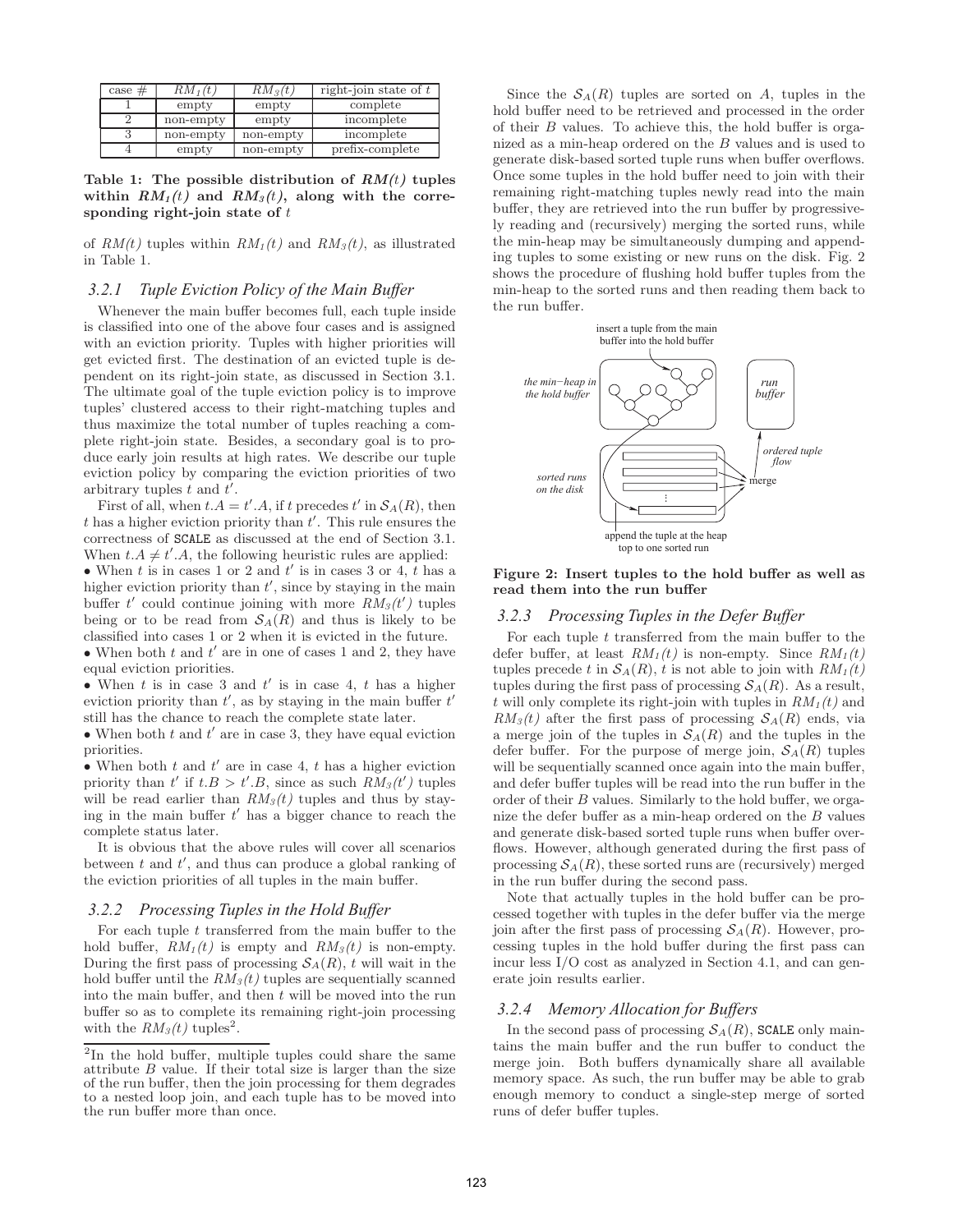| case # | $RM_1(t)$ | $RM_3(t)$ | right-join state of $t$ |
|---|---|---|---|
| 1 | empty | empty | complete |
| 2 | non-empty | empty | incomplete |
| 3 | non-empty | non-empty | incomplete |
| 4 | empty | non-empty | prefix-complete |

**Table 1: The possible distribution of $RM(t)$ tuples within $RM_1(t)$ and $RM_3(t)$, along with the corresponding right-join state of $t$**

of $RM(t)$ tuples within $RM_1(t)$ and $RM_3(t)$, as illustrated in Table 1.

### 3.2.1 Tuple Eviction Policy of the Main Buffer

Whenever the main buffer becomes full, each tuple inside is classified into one of the above four cases and is assigned with an eviction priority. Tuples with higher priorities will get evicted first. The destination of an evicted tuple is dependent on its right-join state, as discussed in Section 3.1. The ultimate goal of the tuple eviction policy is to improve tuples' clustered access to their right-matching tuples and thus maximize the total number of tuples reaching a complete right-join state. Besides, a secondary goal is to produce early join results at high rates. We describe our tuple eviction policy by comparing the eviction priorities of two arbitrary tuples $t$ and $t'$.

First of all, when $t.A = t'.A$, if $t$ precedes $t'$ in $\mathcal{S}_A(R)$, then $t$ has a higher eviction priority than $t'$. This rule ensures the correctness of SCALE as discussed at the end of Section 3.1. When $t.A \neq t'.A$, the following heuristic rules are applied:

- When $t$ is in cases 1 or 2 and $t'$ is in cases 3 or 4, $t$ has a higher eviction priority than $t'$, since by staying in the main buffer $t'$ could continue joining with more $RM_3(t')$ tuples being or to be read from $\mathcal{S}_A(R)$ and thus is likely to be classified into cases 1 or 2 when it is evicted in the future.
- When both $t$ and $t'$ are in one of cases 1 and 2, they have equal eviction priorities.
- When $t$ is in case 3 and $t'$ is in case 4, $t$ has a higher eviction priority than $t'$, as by staying in the main buffer $t'$ still has the chance to reach the complete state later.
- When both $t$ and $t'$ are in case 3, they have equal eviction priorities.
- When both $t$ and $t'$ are in case 4, $t$ has a higher eviction priority than $t'$ if $t.B > t'.B$, since as such $RM_3(t')$ tuples will be read earlier than $RM_3(t)$ tuples and thus by staying in the main buffer $t'$ has a bigger chance to reach the complete status later.

It is obvious that the above rules will cover all scenarios between $t$ and $t'$, and thus can produce a global ranking of the eviction priorities of all tuples in the main buffer.

### 3.2.2 Processing Tuples in the Hold Buffer

For each tuple $t$ transferred from the main buffer to the hold buffer, $RM_1(t)$ is empty and $RM_3(t)$ is non-empty. During the first pass of processing $\mathcal{S}_A(R)$, $t$ will wait in the hold buffer until the $RM_3(t)$ tuples are sequentially scanned into the main buffer, and then $t$ will be moved into the run buffer so as to complete its remaining right-join processing with the $RM_3(t)$ tuples[2].

[2]In the hold buffer, multiple tuples could share the same attribute $B$ value. If their total size is larger than the size of the run buffer, then the join processing for them degrades to a nested loop join, and each tuple has to be moved into the run buffer more than once.

Since the $\mathcal{S}_A(R)$ tuples are sorted on $A$, tuples in the hold buffer need to be retrieved and processed in the order of their $B$ values. To achieve this, the hold buffer is organized as a min-heap ordered on the $B$ values and is used to generate disk-based sorted tuple runs when buffer overflows. Once some tuples in the hold buffer need to join with their remaining right-matching tuples newly read into the main buffer, they are retrieved into the run buffer by progressively reading and (recursively) merging the sorted runs, while the min-heap may be simultaneously dumping and appending tuples to some existing or new runs on the disk. Fig. 2 shows the procedure of flushing hold buffer tuples from the min-heap to the sorted runs and then reading them back to the run buffer.

**Figure 2: Insert tuples to the hold buffer as well as read them into the run buffer**

### 3.2.3 Processing Tuples in the Defer Buffer

For each tuple $t$ transferred from the main buffer to the defer buffer, at least $RM_1(t)$ is non-empty. Since $RM_1(t)$ tuples precede $t$ in $\mathcal{S}_A(R)$, $t$ is not able to join with $RM_1(t)$ tuples during the first pass of processing $\mathcal{S}_A(R)$. As a result, $t$ will only complete its right-join with tuples in $RM_1(t)$ and $RM_3(t)$ after the first pass of processing $\mathcal{S}_A(R)$ ends, via a merge join of the tuples in $\mathcal{S}_A(R)$ and the tuples in the defer buffer. For the purpose of merge join, $\mathcal{S}_A(R)$ tuples will be sequentially scanned once again into the main buffer, and defer buffer tuples will be read into the run buffer in the order of their $B$ values. Similarly to the hold buffer, we organize the defer buffer as a min-heap ordered on the $B$ values and generate disk-based sorted tuple runs when buffer overflows. However, although generated during the first pass of processing $\mathcal{S}_A(R)$, these sorted runs are (recursively) merged in the run buffer during the second pass.

Note that actually tuples in the hold buffer can be processed together with tuples in the defer buffer via the merge join after the first pass of processing $\mathcal{S}_A(R)$. However, processing tuples in the hold buffer during the first pass can incur less I/O cost as analyzed in Section 4.1, and can generate join results earlier.

### 3.2.4 Memory Allocation for Buffers

In the second pass of processing $\mathcal{S}_A(R)$, SCALE only maintains the main buffer and the run buffer to conduct the merge join. Both buffers dynamically share all available memory space. As such, the run buffer may be able to grab enough memory to conduct a single-step merge of sorted runs of defer buffer tuples.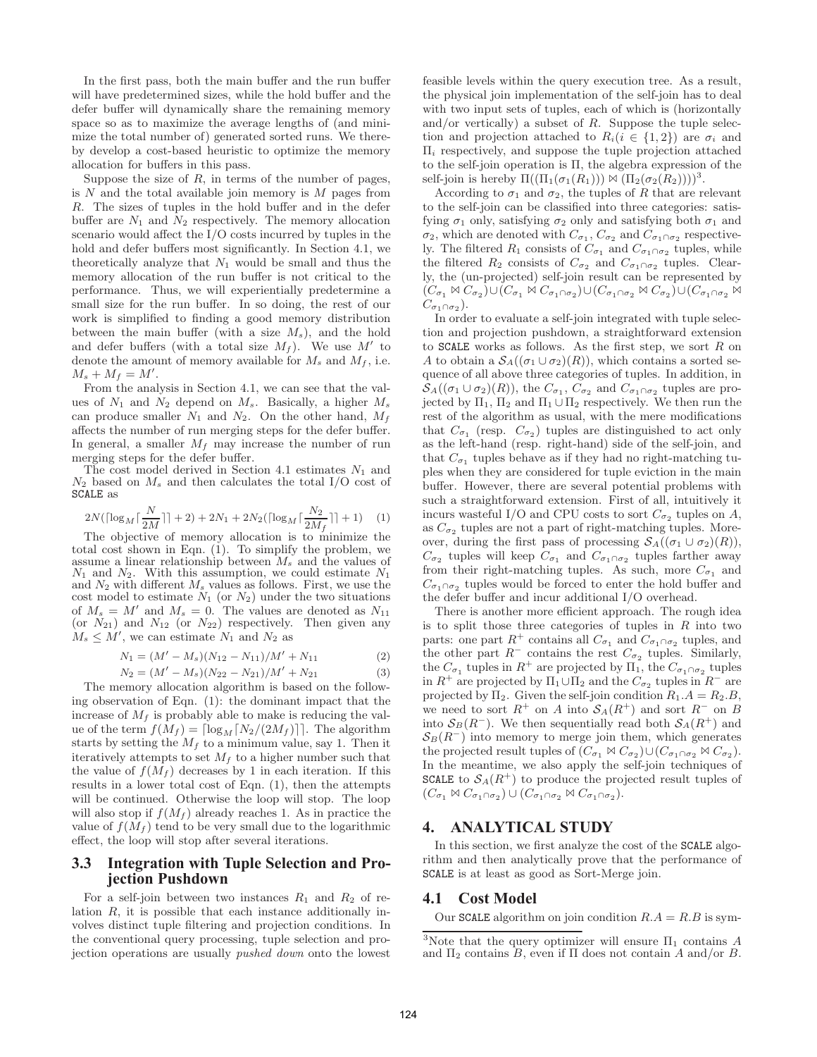In the first pass, both the main buffer and the run buffer will have predetermined sizes, while the hold buffer and the defer buffer will dynamically share the remaining memory space so as to maximize the average lengths of (and minimize the total number of) generated sorted runs. We thereby develop a cost-based heuristic to optimize the memory allocation for buffers in this pass.

Suppose the size of $R$, in terms of the number of pages, is $N$ and the total available join memory is $M$ pages from $R$. The sizes of tuples in the hold buffer and in the defer buffer are $N_1$ and $N_2$ respectively. The memory allocation scenario would affect the I/O costs incurred by tuples in the hold and defer buffers most significantly. In Section 4.1, we theoretically analyze that $N_1$ would be small and thus the memory allocation of the run buffer is not critical to the performance. Thus, we will experientially predetermine a small size for the run buffer. In so doing, the rest of our work is simplified to finding a good memory distribution between the main buffer (with a size $M_s$), and the hold and defer buffers (with a total size $M_f$). We use $M'$ to denote the amount of memory available for $M_s$ and $M_f$, i.e. $M_s + M_f = M'$.

From the analysis in Section 4.1, we can see that the values of $N_1$ and $N_2$ depend on $M_s$. Basically, a higher $M_s$ can produce smaller $N_1$ and $N_2$. On the other hand, $M_f$ affects the number of run merging steps for the defer buffer. In general, a smaller $M_f$ may increase the number of run merging steps for the defer buffer.

The cost model derived in Section 4.1 estimates $N_1$ and $N_2$ based on $M_s$ and then calculates the total I/O cost of SCALE as

$$2N(\lceil \log_M \lceil \frac{N}{2M} \rceil \rceil + 2) + 2N_1 + 2N_2(\lceil \log_M \lceil \frac{N_2}{2M_f} \rceil \rceil + 1) \quad (1)$$

The objective of memory allocation is to minimize the total cost shown in Eqn. (1). To simplify the problem, we assume a linear relationship between $M_s$ and the values of $N_1$ and $N_2$. With this assumption, we could estimate $N_1$ and $N_2$ with different $M_s$ values as follows. First, we use the cost model to estimate $N_1$ (or $N_2$) under the two situations of $M_s = M'$ and $M_s = 0$. The values are denoted as $N_{11}$ (or $N_{21}$) and $N_{12}$ (or $N_{22}$) respectively. Then given any $M_s \le M'$, we can estimate $N_1$ and $N_2$ as

$$N_1 = (M' - M_s)(N_{12} - N_{11})/M' + N_{11} \quad (2)$$

$$N_2 = (M' - M_s)(N_{22} - N_{21})/M' + N_{21} \quad (3)$$

The memory allocation algorithm is based on the following observation of Eqn. (1): the dominant impact that the increase of $M_f$ is probably able to make is reducing the value of the term $f(M_f) = \lceil \log_M \lceil N_2/(2M_f) \rceil \rceil$. The algorithm starts by setting the $M_f$ to a minimum value, say 1. Then it iteratively attempts to set $M_f$ to a higher number such that the value of $f(M_f)$ decreases by 1 in each iteration. If this results in a lower total cost of Eqn. (1), then the attempts will be continued. Otherwise the loop will stop. The loop will also stop if $f(M_f)$ already reaches 1. As in practice the value of $f(M_f)$ tend to be very small due to the logarithmic effect, the loop will stop after several iterations.

## 3.3 Integration with Tuple Selection and Projection Pushdown

For a self-join between two instances $R_1$ and $R_2$ of relation $R$, it is possible that each instance additionally involves distinct tuple filtering and projection conditions. In the conventional query processing, tuple selection and projection operations are usually *pushed down* onto the lowest feasible levels within the query execution tree. As a result, the physical join implementation of the self-join has to deal with two input sets of tuples, each of which is (horizontally and/or vertically) a subset of $R$. Suppose the tuple selection and projection attached to $R_i (i \in \{1, 2\})$ are $\sigma_i$ and $\Pi_i$ respectively, and suppose the tuple projection attached to the self-join operation is $\Pi$, the algebra expression of the self-join is hereby $\Pi((\Pi_1(\sigma_1(R_1))) \bowtie (\Pi_2(\sigma_2(R_2))))$[3].

According to $\sigma_1$ and $\sigma_2$, the tuples of $R$ that are relevant to the self-join can be classified into three categories: satisfying $\sigma_1$ only, satisfying $\sigma_2$ only and satisfying both $\sigma_1$ and $\sigma_2$, which are denoted with $C_{\sigma_1}$, $C_{\sigma_2}$ and $C_{\sigma_1 \cap \sigma_2}$ respectively. The filtered $R_1$ consists of $C_{\sigma_1}$ and $C_{\sigma_1 \cap \sigma_2}$ tuples, while the filtered $R_2$ consists of $C_{\sigma_2}$ and $C_{\sigma_1 \cap \sigma_2}$ tuples. Clearly, the (un-projected) self-join result can be represented by $(C_{\sigma_1} \bowtie C_{\sigma_2}) \cup (C_{\sigma_1} \bowtie C_{\sigma_1 \cap \sigma_2}) \cup (C_{\sigma_1 \cap \sigma_2} \bowtie C_{\sigma_2}) \cup (C_{\sigma_1 \cap \sigma_2} \bowtie C_{\sigma_1 \cap \sigma_2})$.

In order to evaluate a self-join integrated with tuple selection and projection pushdown, a straightforward extension to SCALE works as follows. As the first step, we sort $R$ on $A$ to obtain a $\mathcal{S}_A((\sigma_1 \cup \sigma_2)(R))$, which contains a sorted sequence of all above three categories of tuples. In addition, in $\mathcal{S}_A((\sigma_1 \cup \sigma_2)(R))$, the $C_{\sigma_1}$, $C_{\sigma_2}$ and $C_{\sigma_1 \cap \sigma_2}$ tuples are projected by $\Pi_1$, $\Pi_2$ and $\Pi_1 \cup \Pi_2$ respectively. We then run the rest of the algorithm as usual, with the mere modifications that $C_{\sigma_1}$ (resp. $C_{\sigma_2}$) tuples are distinguished to act only as the left-hand (resp. right-hand) side of the self-join, and that $C_{\sigma_1}$ tuples behave as if they had no right-matching tuples when they are considered for tuple eviction in the main buffer. However, there are several potential problems with such a straightforward extension. First of all, intuitively it incurs wasteful I/O and CPU costs to sort $C_{\sigma_2}$ tuples on $A$, as $C_{\sigma_2}$ tuples are not a part of right-matching tuples. Moreover, during the first pass of processing $\mathcal{S}_A((\sigma_1 \cup \sigma_2)(R))$, $C_{\sigma_2}$ tuples will keep $C_{\sigma_1}$ and $C_{\sigma_1 \cap \sigma_2}$ tuples farther away from their right-matching tuples. As such, more $C_{\sigma_1}$ and $C_{\sigma_1 \cap \sigma_2}$ tuples would be forced to enter the hold buffer and the defer buffer and incur additional I/O overhead.

There is another more efficient approach. The rough idea is to split those three categories of tuples in $R$ into two parts: one part $R^+$ contains all $C_{\sigma_1}$ and $C_{\sigma_1 \cap \sigma_2}$ tuples, and the other part $R^-$ contains the rest $C_{\sigma_2}$ tuples. Similarly, the $C_{\sigma_1}$ tuples in $R^+$ are projected by $\Pi_1$, the $C_{\sigma_1 \cap \sigma_2}$ tuples in $R^+$ are projected by $\Pi_1 \cup \Pi_2$ and the $C_{\sigma_2}$ tuples in $R^-$ are projected by $\Pi_2$. Given the self-join condition $R_1.A = R_2.B$, we need to sort $R^+$ on $A$ into $\mathcal{S}_A(R^+)$ and sort $R^-$ on $B$ into $\mathcal{S}_B(R^-)$. We then sequentially read both $\mathcal{S}_A(R^+)$ and $\mathcal{S}_B(R^-)$ into memory to merge join them, which generates the projected result tuples of $(C_{\sigma_1} \bowtie C_{\sigma_2}) \cup (C_{\sigma_1 \cap \sigma_2} \bowtie C_{\sigma_2})$. In the meantime, we also apply the self-join techniques of SCALE to $\mathcal{S}_A(R^+)$ to produce the projected result tuples of $(C_{\sigma_1} \bowtie C_{\sigma_1 \cap \sigma_2}) \cup (C_{\sigma_1 \cap \sigma_2} \bowtie C_{\sigma_1 \cap \sigma_2})$.

# 4. ANALYTICAL STUDY

In this section, we first analyze the cost of the SCALE algorithm and then analytically prove that the performance of SCALE is at least as good as Sort-Merge join.

## 4.1 Cost Model

Our SCALE algorithm on join condition $R.A = R.B$ is sym-

[3]Note that the query optimizer will ensure $\Pi_1$ contains $A$ and $\Pi_2$ contains $B$, even if $\Pi$ does not contain $A$ and/or $B$.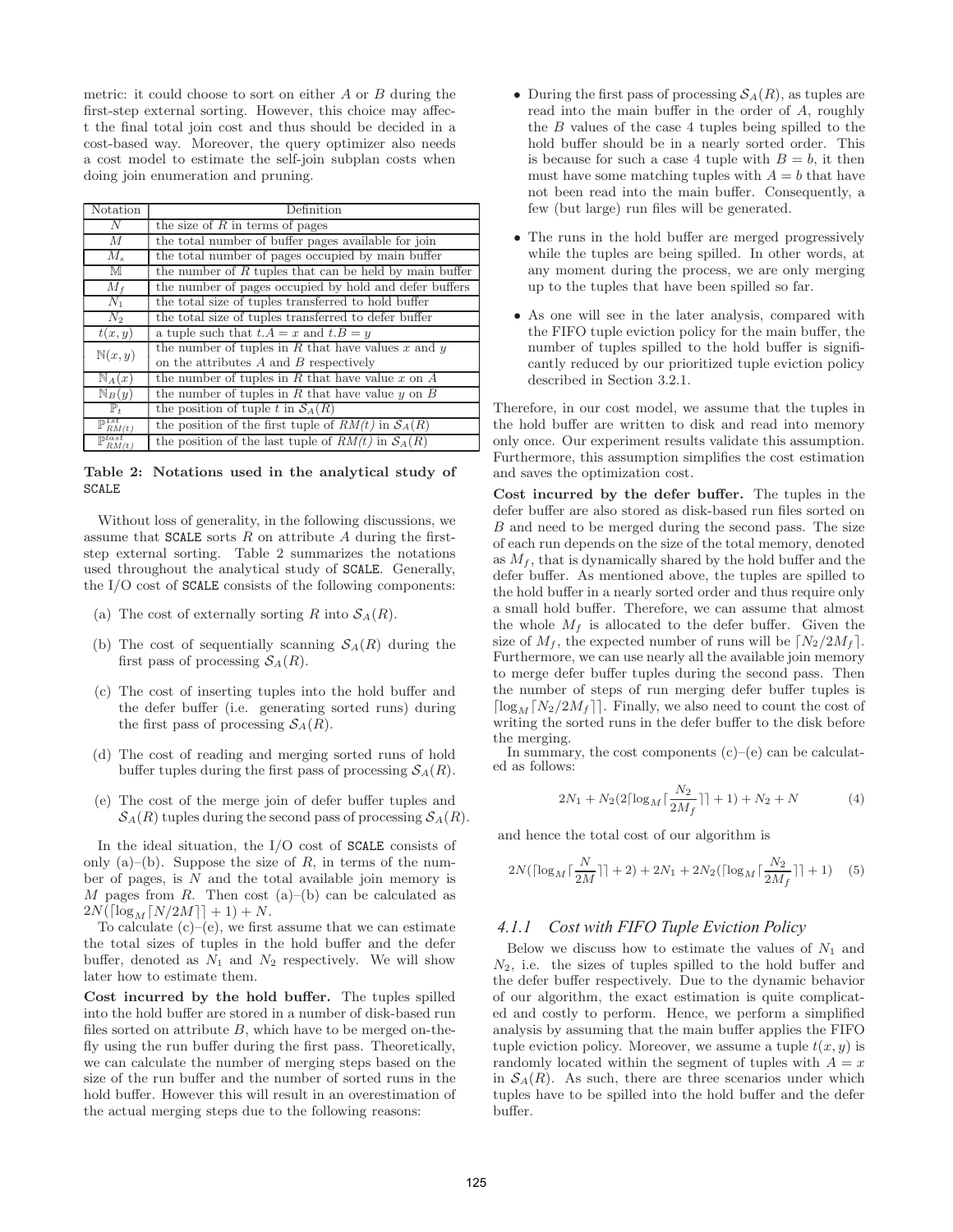metric: it could choose to sort on either $A$ or $B$ during the first-step external sorting. However, this choice may affect the final total join cost and thus should be decided in a cost-based way. Moreover, the query optimizer also needs a cost model to estimate the self-join subplan costs when doing join enumeration and pruning.

| Notation | Definition |
| --- | --- |
| $N$ | the size of $R$ in terms of pages |
| $M$ | the total number of buffer pages available for join |
| $M_s$ | the total number of pages occupied by main buffer |
| $\mathbb{M}$ | the number of $R$ tuples that can be held by main buffer |
| $M_f$ | the number of pages occupied by hold and defer buffers |
| $N_1$ | the total size of tuples transferred to hold buffer |
| $N_2$ | the total size of tuples transferred to defer buffer |
| $t(x, y)$ | a tuple such that $t.A = x$ and $t.B = y$ |
| $\mathbb{N}(x, y)$ | the number of tuples in $R$ that have values $x$ and $y$ on the attributes $A$ and $B$ respectively |
| $\mathbb{N}_A(x)$ | the number of tuples in $R$ that have value $x$ on $A$ |
| $\mathbb{N}_B(y)$ | the number of tuples in $R$ that have value $y$ on $B$ |
| $\mathbb{P}_t$ | the position of tuple $t$ in $\mathcal{S}_A(R)$ |
| $\mathbb{P}^{1st}_{RM(t)}$ | the position of the first tuple of $RM(t)$ in $\mathcal{S}_A(R)$ |
| $\mathbb{P}^{last}_{RM(t)}$ | the position of the last tuple of $RM(t)$ in $\mathcal{S}_A(R)$ |

**Table 2: Notations used in the analytical study of SCALE**

Without loss of generality, in the following discussions, we assume that SCALE sorts $R$ on attribute $A$ during the first-step external sorting. Table 2 summarizes the notations used throughout the analytical study of SCALE. Generally, the I/O cost of SCALE consists of the following components:

(a) The cost of externally sorting $R$ into $\mathcal{S}_A(R)$.

(b) The cost of sequentially scanning $\mathcal{S}_A(R)$ during the first pass of processing $\mathcal{S}_A(R)$.

(c) The cost of inserting tuples into the hold buffer and the defer buffer (i.e. generating sorted runs) during the first pass of processing $\mathcal{S}_A(R)$.

(d) The cost of reading and merging sorted runs of hold buffer tuples during the first pass of processing $\mathcal{S}_A(R)$.

(e) The cost of the merge join of defer buffer tuples and $\mathcal{S}_A(R)$ tuples during the second pass of processing $\mathcal{S}_A(R)$.

In the ideal situation, the I/O cost of SCALE consists of only (a)–(b). Suppose the size of $R$, in terms of the number of pages, is $N$ and the total available join memory is $M$ pages from $R$. Then cost (a)–(b) can be calculated as $2N(\lceil \log_M \lceil N/2M \rceil \rceil + 1) + N$.

To calculate (c)–(e), we first assume that we can estimate the total sizes of tuples in the hold buffer and the defer buffer, denoted as $N_1$ and $N_2$ respectively. We will show later how to estimate them.

**Cost incurred by the hold buffer.** The tuples spilled into the hold buffer are stored in a number of disk-based run files sorted on attribute $B$, which have to be merged on-the-fly using the run buffer during the first pass. Theoretically, we can calculate the number of merging steps based on the size of the run buffer and the number of sorted runs in the hold buffer. However this will result in an overestimation of the actual merging steps due to the following reasons:

- During the first pass of processing $\mathcal{S}_A(R)$, as tuples are read into the main buffer in the order of $A$, roughly the $B$ values of the case 4 tuples being spilled to the hold buffer should be in a nearly sorted order. This is because for such a case 4 tuple with $B = b$, it then must have some matching tuples with $A = b$ that have not been read into the main buffer. Consequently, a few (but large) run files will be generated.

- The runs in the hold buffer are merged progressively while the tuples are being spilled. In other words, at any moment during the process, we are only merging up to the tuples that have been spilled so far.

- As one will see in the later analysis, compared with the FIFO tuple eviction policy for the main buffer, the number of tuples spilled to the hold buffer is significantly reduced by our prioritized tuple eviction policy described in Section 3.2.1.

Therefore, in our cost model, we assume that the tuples in the hold buffer are written to disk and read into memory only once. Our experiment results validate this assumption. Furthermore, this assumption simplifies the cost estimation and saves the optimization cost.

**Cost incurred by the defer buffer.** The tuples in the defer buffer are also stored as disk-based run files sorted on $B$ and need to be merged during the second pass. The size of each run depends on the size of the total memory, denoted as $M_f$, that is dynamically shared by the hold buffer and the defer buffer. As mentioned above, the tuples are spilled to the hold buffer in a nearly sorted order and thus require only a small hold buffer. Therefore, we can assume that almost the whole $M_f$ is allocated to the defer buffer. Given the size of $M_f$, the expected number of runs will be $\lceil N_2/2M_f \rceil$. Furthermore, we can use nearly all the available join memory to merge defer buffer tuples during the second pass. Then the number of steps of run merging defer buffer tuples is $\lceil \log_M \lceil N_2/2M_f \rceil \rceil$. Finally, we also need to count the cost of writing the sorted runs in the defer buffer to the disk before the merging.

In summary, the cost components (c)–(e) can be calculated as follows:

$$2N_1 + N_2(2\lceil \log_M \lceil \frac{N_2}{2M_f} \rceil \rceil + 1) + N_2 + N \tag{4}$$

and hence the total cost of our algorithm is

$$2N(\lceil \log_M \lceil \frac{N}{2M} \rceil \rceil + 2) + 2N_1 + 2N_2(\lceil \log_M \lceil \frac{N_2}{2M_f} \rceil \rceil + 1) \tag{5}$$

### 4.1.1 Cost with FIFO Tuple Eviction Policy

Below we discuss how to estimate the values of $N_1$ and $N_2$, i.e. the sizes of tuples spilled to the hold buffer and the defer buffer respectively. Due to the dynamic behavior of our algorithm, the exact estimation is quite complicated and costly to perform. Hence, we perform a simplified analysis by assuming that the main buffer applies the FIFO tuple eviction policy. Moreover, we assume a tuple $t(x, y)$ is randomly located within the segment of tuples with $A = x$ in $\mathcal{S}_A(R)$. As such, there are three scenarios under which tuples have to be spilled into the hold buffer and the defer buffer.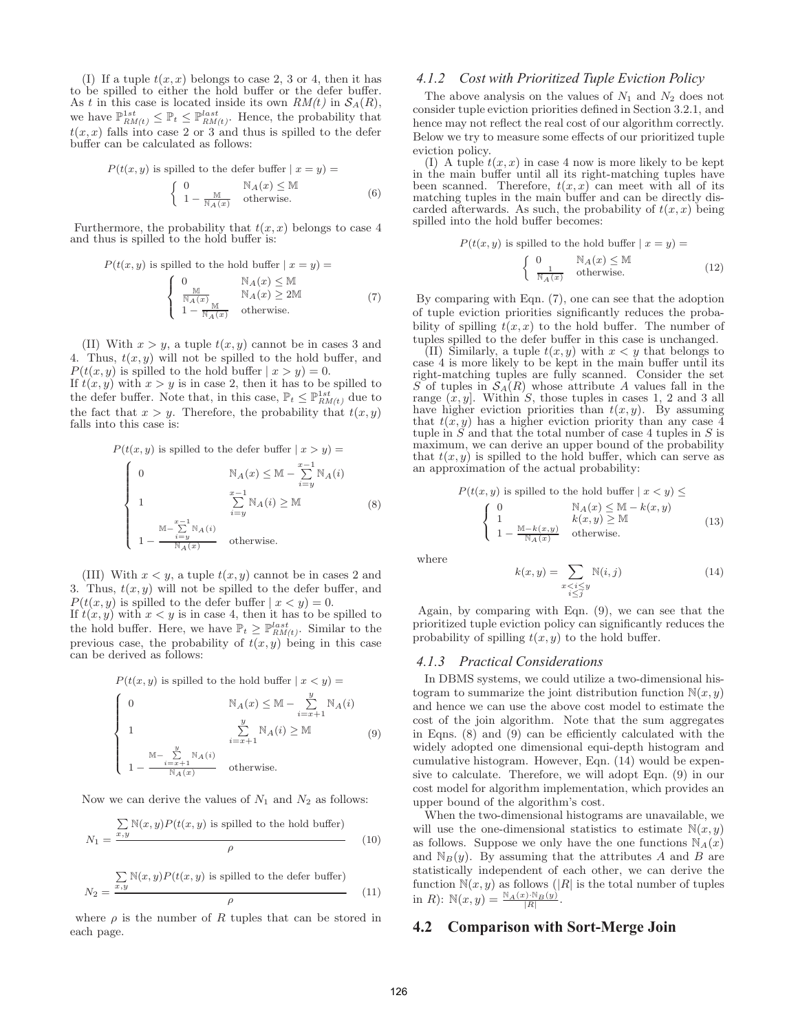(I) If a tuple $t(x, x)$ belongs to case 2, 3 or 4, then it has to be spilled to either the hold buffer or the defer buffer. As $t$ in this case is located inside its own *RM(t)* in $\mathcal{S}_A(R)$, we have $\mathbb{P}^{1st}_{RM(t)} \leq \mathbb{P}_t \leq \mathbb{P}^{last}_{RM(t)}$. Hence, the probability that $t(x, x)$ falls into case 2 or 3 and thus is spilled to the defer buffer can be calculated as follows:

$$P(t(x, y) \text{ is spilled to the defer buffer} \mid x = y) = \begin{cases} 0 & \mathbb{N}_A(x) \leq \mathbb{M} \\ 1 - \frac{\mathbb{M}}{\mathbb{N}_A(x)} & \text{otherwise.} \end{cases} \quad (6)$$

Furthermore, the probability that $t(x, x)$ belongs to case 4 and thus is spilled to the hold buffer is:

$$P(t(x, y) \text{ is spilled to the hold buffer} \mid x = y) = \begin{cases} 0 & \mathbb{N}_A(x) \leq \mathbb{M} \\ \frac{\mathbb{M}}{\mathbb{N}_A(x)} & \mathbb{N}_A(x) \geq 2\mathbb{M} \\ 1 - \frac{\mathbb{M}}{\mathbb{N}_A(x)} & \text{otherwise.} \end{cases} \quad (7)$$

(II) With $x > y$, a tuple $t(x, y)$ cannot be in cases 3 and 4. Thus, $t(x, y)$ will not be spilled to the hold buffer, and $P(t(x, y)$ is spilled to the hold buffer $\mid x > y) = 0$.
If $t(x, y)$ with $x > y$ is in case 2, then it has to be spilled to the defer buffer. Note that, in this case, $\mathbb{P}_t \leq \mathbb{P}^{1st}_{RM(t)}$ due to the fact that $x > y$. Therefore, the probability that $t(x, y)$ falls into this case is:

$$P(t(x, y) \text{ is spilled to the defer buffer} \mid x > y) = \begin{cases} 0 & \mathbb{N}_A(x) \leq \mathbb{M} - \sum_{i=y}^{x-1} \mathbb{N}_A(i) \\ 1 & \sum_{i=y}^{x-1} \mathbb{N}_A(i) \geq \mathbb{M} \\ 1 - \frac{\mathbb{M} - \sum_{i=y}^{x-1} \mathbb{N}_A(i)}{\mathbb{N}_A(x)} & \text{otherwise.} \end{cases} \quad (8)$$

(III) With $x < y$, a tuple $t(x, y)$ cannot be in cases 2 and 3. Thus, $t(x, y)$ will not be spilled to the defer buffer, and $P(t(x, y)$ is spilled to the defer buffer $\mid x < y) = 0$.
If $t(x, y)$ with $x < y$ is in case 4, then it has to be spilled to the hold buffer. Here, we have $\mathbb{P}_t \geq \mathbb{P}^{last}_{RM(t)}$. Similar to the previous case, the probability of $t(x, y)$ being in this case can be derived as follows:

$$P(t(x, y) \text{ is spilled to the hold buffer} \mid x < y) = \begin{cases} 0 & \mathbb{N}_A(x) \leq \mathbb{M} - \sum_{i=x+1}^{y} \mathbb{N}_A(i) \\ 1 & \sum_{i=x+1}^{y} \mathbb{N}_A(i) \geq \mathbb{M} \\ 1 - \frac{\mathbb{M} - \sum_{i=x+1}^{y} \mathbb{N}_A(i)}{\mathbb{N}_A(x)} & \text{otherwise.} \end{cases} \quad (9)$$

Now we can derive the values of $N_1$ and $N_2$ as follows:

$$N_1 = \frac{\sum_{x,y} \mathbb{N}(x, y) P(t(x, y) \text{ is spilled to the hold buffer})}{\rho} \quad (10)$$

$$N_2 = \frac{\sum_{x,y} \mathbb{N}(x, y) P(t(x, y) \text{ is spilled to the defer buffer})}{\rho} \quad (11)$$

where $\rho$ is the number of $R$ tuples that can be stored in each page.

### *4.1.2 Cost with Prioritized Tuple Eviction Policy*

The above analysis on the values of $N_1$ and $N_2$ does not consider tuple eviction priorities defined in Section 3.2.1, and hence may not reflect the real cost of our algorithm correctly. Below we try to measure some effects of our prioritized tuple eviction policy.

(I) A tuple $t(x, x)$ in case 4 now is more likely to be kept in the main buffer until all its right-matching tuples have been scanned. Therefore, $t(x, x)$ can meet with all of its matching tuples in the main buffer and can be directly discarded afterwards. As such, the probability of $t(x, x)$ being spilled into the hold buffer becomes:

$$P(t(x, y) \text{ is spilled to the hold buffer} \mid x = y) = \begin{cases} 0 & \mathbb{N}_A(x) \leq \mathbb{M} \\ \frac{1}{\mathbb{N}_A(x)} & \text{otherwise.} \end{cases} \quad (12)$$

By comparing with Eqn. (7), one can see that the adoption of tuple eviction priorities significantly reduces the probability of spilling $t(x, x)$ to the hold buffer. The number of tuples spilled to the defer buffer in this case is unchanged.

(II) Similarly, a tuple $t(x, y)$ with $x < y$ that belongs to case 4 is more likely to be kept in the main buffer until its right-matching tuples are fully scanned. Consider the set $S$ of tuples in $\mathcal{S}_A(R)$ whose attribute $A$ values fall in the range $(x, y]$. Within $S$, those tuples in cases 1, 2 and 3 all have higher eviction priorities than $t(x, y)$. By assuming that $t(x, y)$ has a higher eviction priority than any case 4 tuple in $S$ and that the total number of case 4 tuples in $S$ is maximum, we can derive an upper bound of the probability that $t(x, y)$ is spilled to the hold buffer, which can serve as an approximation of the actual probability:

$$P(t(x, y) \text{ is spilled to the hold buffer} \mid x < y) \leq \begin{cases} 0 & \mathbb{N}_A(x) \leq \mathbb{M} - k(x, y) \\ 1 & k(x, y) \geq \mathbb{M} \\ 1 - \frac{\mathbb{M} - k(x, y)}{\mathbb{N}_A(x)} & \text{otherwise.} \end{cases} \quad (13)$$

where

$$k(x, y) = \sum_{\substack{x < i \leq y \\ i \leq j}} \mathbb{N}(i, j) \quad (14)$$

Again, by comparing with Eqn. (9), we can see that the prioritized tuple eviction policy can significantly reduces the probability of spilling $t(x, y)$ to the hold buffer.

### *4.1.3 Practical Considerations*

In DBMS systems, we could utilize a two-dimensional histogram to summarize the joint distribution function $\mathbb{N}(x, y)$ and hence we can use the above cost model to estimate the cost of the join algorithm. Note that the sum aggregates in Eqns. (8) and (9) can be efficiently calculated with the widely adopted one dimensional equi-depth histogram and cumulative histogram. However, Eqn. (14) would be expensive to calculate. Therefore, we will adopt Eqn. (9) in our cost model for algorithm implementation, which provides an upper bound of the algorithm's cost.

When the two-dimensional histograms are unavailable, we will use the one-dimensional statistics to estimate $\mathbb{N}(x, y)$ as follows. Suppose we only have the one functions $\mathbb{N}_A(x)$ and $\mathbb{N}_B(y)$. By assuming that the attributes $A$ and $B$ are statistically independent of each other, we can derive the function $\mathbb{N}(x, y)$ as follows ($|R|$ is the total number of tuples in $R$): $\mathbb{N}(x, y) = \frac{\mathbb{N}_A(x) \cdot \mathbb{N}_B(y)}{|R|}$.

## 4.2 Comparison with Sort-Merge Join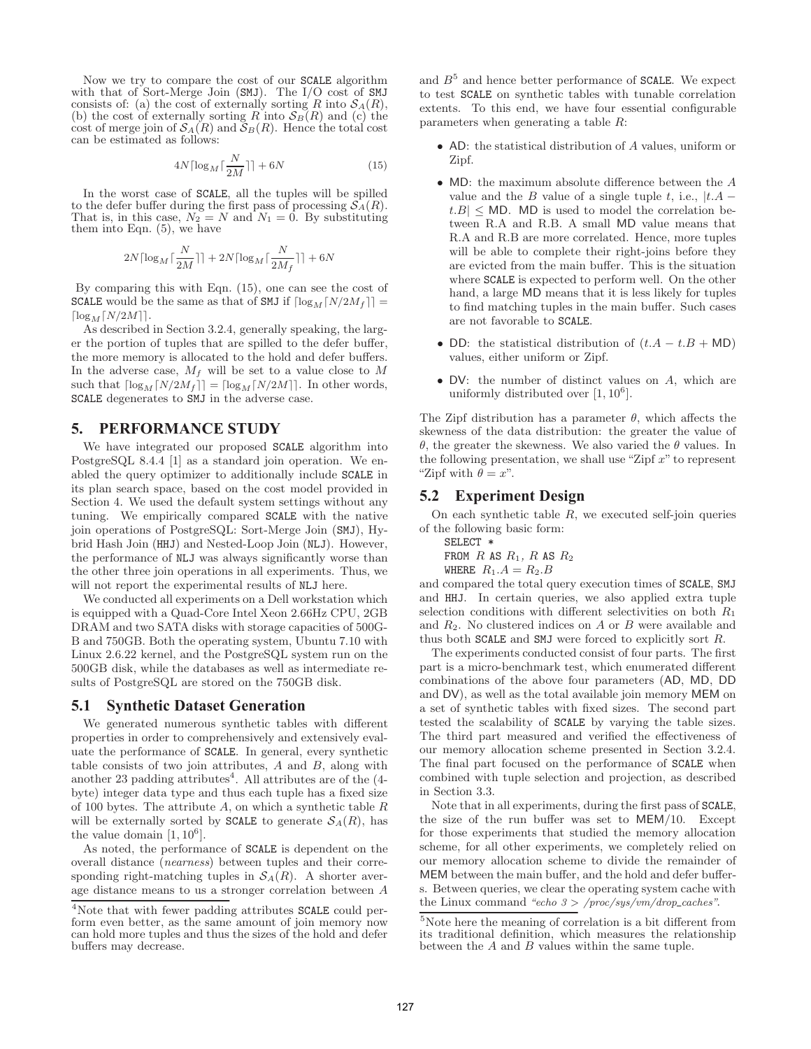Now we try to compare the cost of our SCALE algorithm with that of Sort-Merge Join (SMJ). The I/O cost of SMJ consists of: (a) the cost of externally sorting $R$ into $\mathcal{S}_A(R)$, (b) the cost of externally sorting $R$ into $\mathcal{S}_B(R)$ and (c) the cost of merge join of $\mathcal{S}_A(R)$ and $\mathcal{S}_B(R)$. Hence the total cost can be estimated as follows:

$$4N\lceil \log_M \lceil \frac{N}{2M} \rceil \rceil + 6N \tag{15}$$

In the worst case of SCALE, all the tuples will be spilled to the defer buffer during the first pass of processing $\mathcal{S}_A(R)$. That is, in this case, $N_2 = N$ and $N_1 = 0$. By substituting them into Eqn. (5), we have

$$2N\lceil \log_M \lceil \frac{N}{2M} \rceil \rceil + 2N\lceil \log_M \lceil \frac{N}{2M_f} \rceil \rceil + 6N$$

By comparing this with Eqn. (15), one can see the cost of SCALE would be the same as that of SMJ if $\lceil \log_M \lceil N/2M_f \rceil \rceil = \lceil \log_M \lceil N/2M \rceil \rceil$.

As described in Section 3.2.4, generally speaking, the larger the portion of tuples that are spilled to the defer buffer, the more memory is allocated to the hold and defer buffers. In the adverse case, $M_f$ will be set to a value close to $M$ such that $\lceil \log_M \lceil N/2M_f \rceil \rceil = \lceil \log_M \lceil N/2M \rceil \rceil$. In other words, SCALE degenerates to SMJ in the adverse case.

## 5. PERFORMANCE STUDY

We have integrated our proposed SCALE algorithm into PostgreSQL 8.4.4 [1] as a standard join operation. We enabled the query optimizer to additionally include SCALE in its plan search space, based on the cost model provided in Section 4. We used the default system settings without any tuning. We empirically compared SCALE with the native join operations of PostgreSQL: Sort-Merge Join (SMJ), Hybrid Hash Join (HHJ) and Nested-Loop Join (NLJ). However, the performance of NLJ was always significantly worse than the other three join operations in all experiments. Thus, we will not report the experimental results of NLJ here.

We conducted all experiments on a Dell workstation which is equipped with a Quad-Core Intel Xeon 2.66Hz CPU, 2GB DRAM and two SATA disks with storage capacities of 500GB and 750GB. Both the operating system, Ubuntu 7.10 with Linux 2.6.22 kernel, and the PostgreSQL system run on the 500GB disk, while the databases as well as intermediate results of PostgreSQL are stored on the 750GB disk.

### 5.1 Synthetic Dataset Generation

We generated numerous synthetic tables with different properties in order to comprehensively and extensively evaluate the performance of SCALE. In general, every synthetic table consists of two join attributes, $A$ and $B$, along with another 23 padding attributes[4]. All attributes are of the (4-byte) integer data type and thus each tuple has a fixed size of 100 bytes. The attribute $A$, on which a synthetic table $R$ will be externally sorted by SCALE to generate $\mathcal{S}_A(R)$, has the value domain $[1, 10^6]$.

As noted, the performance of SCALE is dependent on the overall distance (*nearness*) between tuples and their corresponding right-matching tuples in $\mathcal{S}_A(R)$. A shorter average distance means to us a stronger correlation between $A$ and $B$[5] and hence better performance of SCALE. We expect to test SCALE on synthetic tables with tunable correlation extents. To this end, we have four essential configurable parameters when generating a table $R$:

- AD: the statistical distribution of $A$ values, uniform or Zipf.
- MD: the maximum absolute difference between the $A$ value and the $B$ value of a single tuple $t$, i.e., $|t.A - t.B| \leq$ MD. MD is used to model the correlation between R.A and R.B. A small MD value means that R.A and R.B are more correlated. Hence, more tuples will be able to complete their right-joins before they are evicted from the main buffer. This is the situation where SCALE is expected to perform well. On the other hand, a large MD means that it is less likely for tuples to find matching tuples in the main buffer. Such cases are not favorable to SCALE.
- DD: the statistical distribution of $(t.A - t.B + \text{MD})$ values, either uniform or Zipf.
- DV: the number of distinct values on $A$, which are uniformly distributed over $[1, 10^6]$.

The Zipf distribution has a parameter $\theta$, which affects the skewness of the data distribution: the greater the value of $\theta$, the greater the skewness. We also varied the $\theta$ values. In the following presentation, we shall use "Zipf $x$" to represent "Zipf with $\theta = x$".

### 5.2 Experiment Design

On each synthetic table $R$, we executed self-join queries of the following basic form:

```
SELECT *
FROM R AS R1, R AS R2
WHERE R1.A = R2.B
```

and compared the total query execution times of SCALE, SMJ and HHJ. In certain queries, we also applied extra tuple selection conditions with different selectivities on both $R_1$ and $R_2$. No clustered indices on $A$ or $B$ were available and thus both SCALE and SMJ were forced to explicitly sort $R$.

The experiments conducted consist of four parts. The first part is a micro-benchmark test, which enumerated different combinations of the above four parameters (AD, MD, DD and DV), as well as the total available join memory MEM on a set of synthetic tables with fixed sizes. The second part tested the scalability of SCALE by varying the table sizes. The third part measured and verified the effectiveness of our memory allocation scheme presented in Section 3.2.4. The final part focused on the performance of SCALE when combined with tuple selection and projection, as described in Section 3.3.

Note that in all experiments, during the first pass of SCALE, the size of the run buffer was set to MEM/10. Except for those experiments that studied the memory allocation scheme, for all other experiments, we completely relied on our memory allocation scheme to divide the remainder of MEM between the main buffer, and the hold and defer buffers. Between queries, we clear the operating system cache with the Linux command *"echo 3 > /proc/sys/vm/drop_caches"*.

[4]Note that with fewer padding attributes SCALE could perform even better, as the same amount of join memory now can hold more tuples and thus the sizes of the hold and defer buffers may decrease.

[5]Note here the meaning of correlation is a bit different from its traditional definition, which measures the relationship between the $A$ and $B$ values within the same tuple.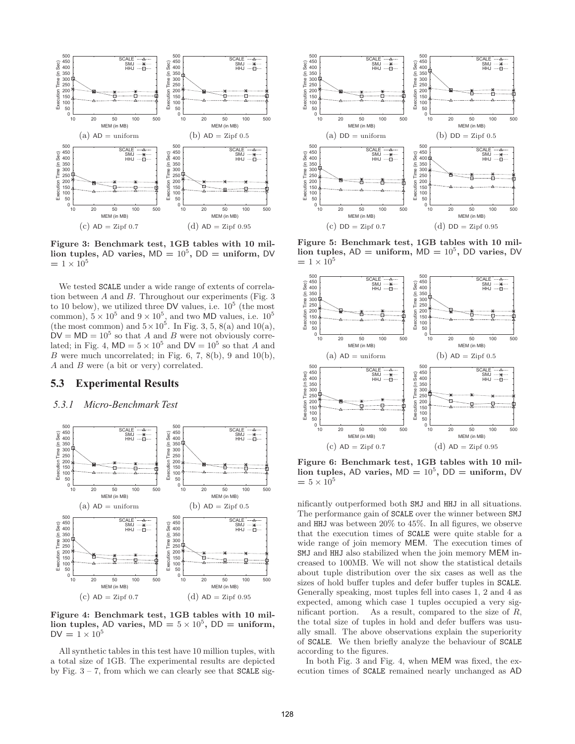Figure 3: Benchmark test, 1GB tables with 10 million tuples, AD varies, MD $= 10^5$, DD = uniform, DV $= 1 \times 10^5$

We tested SCALE under a wide range of extents of correlation between $A$ and $B$. Throughout our experiments (Fig. 3 to 10 below), we utilized three DV values, i.e. $10^5$ (the most common), $5 \times 10^5$ and $9 \times 10^5$, and two MD values, i.e. $10^5$ (the most common) and $5 \times 10^5$. In Fig. 3, 5, 8(a) and 10(a), DV = MD = $10^5$ so that $A$ and $B$ were not obviously correlated; in Fig. 4, MD $= 5 \times 10^5$ and DV $= 10^5$ so that $A$ and $B$ were much uncorrelated; in Fig. 6, 7, 8(b), 9 and 10(b), $A$ and $B$ were (a bit or very) correlated.

## 5.3 Experimental Results

### 5.3.1 Micro-Benchmark Test

Figure 4: Benchmark test, 1GB tables with 10 million tuples, AD varies, MD $= 5 \times 10^5$, DD = uniform, DV $= 1 \times 10^5$

All synthetic tables in this test have 10 million tuples, with a total size of 1GB. The experimental results are depicted by Fig. 3 – 7, from which we can clearly see that SCALE significantly outperformed both SMJ and HHJ in all situations. The performance gain of SCALE over the winner between SMJ and HHJ was between 20% to 45%. In all figures, we observe that the execution times of SCALE were quite stable for a wide range of join memory MEM. The execution times of SMJ and HHJ also stabilized when the join memory MEM increased to 100MB. We will not show the statistical details about tuple distribution over the six cases as well as the sizes of hold buffer tuples and defer buffer tuples in SCALE. Generally speaking, most tuples fell into cases 1, 2 and 4 as expected, among which case 1 tuples occupied a very significant portion. As a result, compared to the size of $R$, the total size of tuples in hold and defer buffers was usually small. The above observations explain the superiority of SCALE. We then briefly analyze the behaviour of SCALE according to the figures.

In both Fig. 3 and Fig. 4, when MEM was fixed, the execution times of SCALE remained nearly unchanged as AD

Figure 5: Benchmark test, 1GB tables with 10 million tuples, AD = uniform, MD $= 10^5$, DD varies, DV $= 1 \times 10^5$

Figure 6: Benchmark test, 1GB tables with 10 million tuples, AD varies, MD $= 10^5$, DD = uniform, DV $= 5 \times 10^5$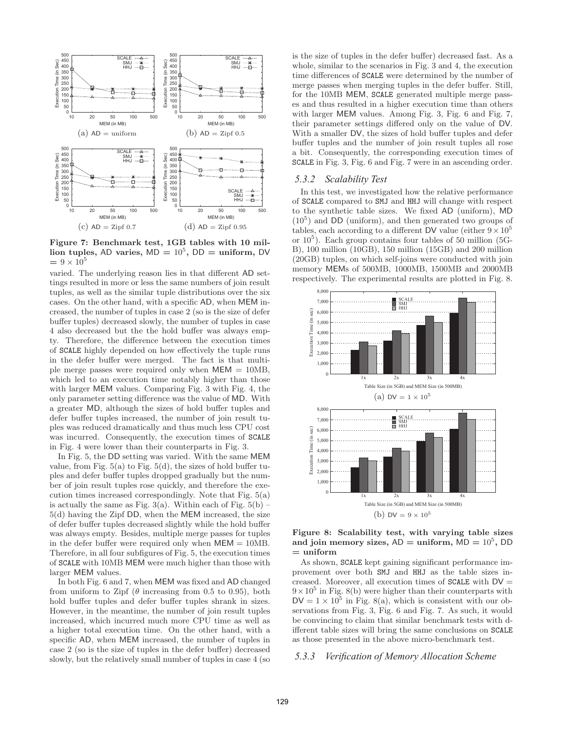Figure 7: Benchmark test, 1GB tables with 10 million tuples, AD varies, MD $= 10^5$, DD = uniform, DV $= 9 \times 10^5$

(a) AD = uniform (b) AD = Zipf 0.5 (c) AD = Zipf 0.7 (d) AD = Zipf 0.95

varied. The underlying reason lies in that different AD settings resulted in more or less the same numbers of join result tuples, as well as the similar tuple distributions over the six cases. On the other hand, with a specific AD, when MEM increased, the number of tuples in case 2 (so is the size of defer buffer tuples) decreased slowly, the number of tuples in case 4 also decreased but the the hold buffer was always empty. Therefore, the difference between the execution times of SCALE highly depended on how effectively the tuple runs in the defer buffer were merged. The fact is that multiple merge passes were required only when MEM = 10MB, which led to an execution time notably higher than those with larger MEM values. Comparing Fig. 3 with Fig. 4, the only parameter setting difference was the value of MD. With a greater MD, although the sizes of hold buffer tuples and defer buffer tuples increased, the number of join result tuples was reduced dramatically and thus much less CPU cost was incurred. Consequently, the execution times of SCALE in Fig. 4 were lower than their counterparts in Fig. 3.

In Fig. 5, the DD setting was varied. With the same MEM value, from Fig. 5(a) to Fig. 5(d), the sizes of hold buffer tuples and defer buffer tuples dropped gradually but the number of join result tuples rose quickly, and therefore the execution times increased correspondingly. Note that Fig. 5(a) is actually the same as Fig. 3(a). Within each of Fig. 5(b) – 5(d) having the Zipf DD, when the MEM increased, the size of defer buffer tuples decreased slightly while the hold buffer was always empty. Besides, multiple merge passes for tuples in the defer buffer were required only when MEM = 10MB. Therefore, in all four subfigures of Fig. 5, the execution times of SCALE with 10MB MEM were much higher than those with larger MEM values.

In both Fig. 6 and 7, when MEM was fixed and AD changed from uniform to Zipf ($\theta$ increasing from 0.5 to 0.95), both hold buffer tuples and defer buffer tuples shrank in sizes. However, in the meantime, the number of join result tuples increased, which incurred much more CPU time as well as a higher total execution time. On the other hand, with a specific AD, when MEM increased, the number of tuples in case 2 (so is the size of tuples in the defer buffer) decreased slowly, but the relatively small number of tuples in case 4 (so is the size of tuples in the defer buffer) decreased fast. As a whole, similar to the scenarios in Fig. 3 and 4, the execution time differences of SCALE were determined by the number of merge passes when merging tuples in the defer buffer. Still, for the 10MB MEM, SCALE generated multiple merge passes and thus resulted in a higher execution time than others with larger MEM values. Among Fig. 3, Fig. 6 and Fig. 7, their parameter settings differed only on the value of DV. With a smaller DV, the sizes of hold buffer tuples and defer buffer tuples and the number of join result tuples all rose a bit. Consequently, the corresponding execution times of SCALE in Fig. 3, Fig. 6 and Fig. 7 were in an ascending order.

### 5.3.2 Scalability Test

In this test, we investigated how the relative performance of SCALE compared to SMJ and HHJ will change with respect to the synthetic table sizes. We fixed AD (uniform), MD ($10^5$) and DD (uniform), and then generated two groups of tables, each according to a different DV value (either $9\times10^5$ or $10^5$). Each group contains four tables of 50 million (5GB), 100 million (10GB), 150 million (15GB) and 200 million (20GB) tuples, on which self-joins were conducted with join memory MEMs of 500MB, 1000MB, 1500MB and 2000MB respectively. The experimental results are plotted in Fig. 8.

(a) DV $= 1 \times 10^5$

(b) DV $= 9 \times 10^5$

Figure 8: Scalability test, with varying table sizes and join memory sizes, AD = uniform, MD $= 10^5$, DD = uniform

As shown, SCALE kept gaining significant performance improvement over both SMJ and HHJ as the table sizes increased. Moreover, all execution times of SCALE with DV $= 9\times10^5$ in Fig. 8(b) were higher than their counterparts with DV $= 1\times10^5$ in Fig. 8(a), which is consistent with our observations from Fig. 3, Fig. 6 and Fig. 7. As such, it would be convincing to claim that similar benchmark tests with different table sizes will bring the same conclusions on SCALE as those presented in the above micro-benchmark test.

### 5.3.3 Verification of Memory Allocation Scheme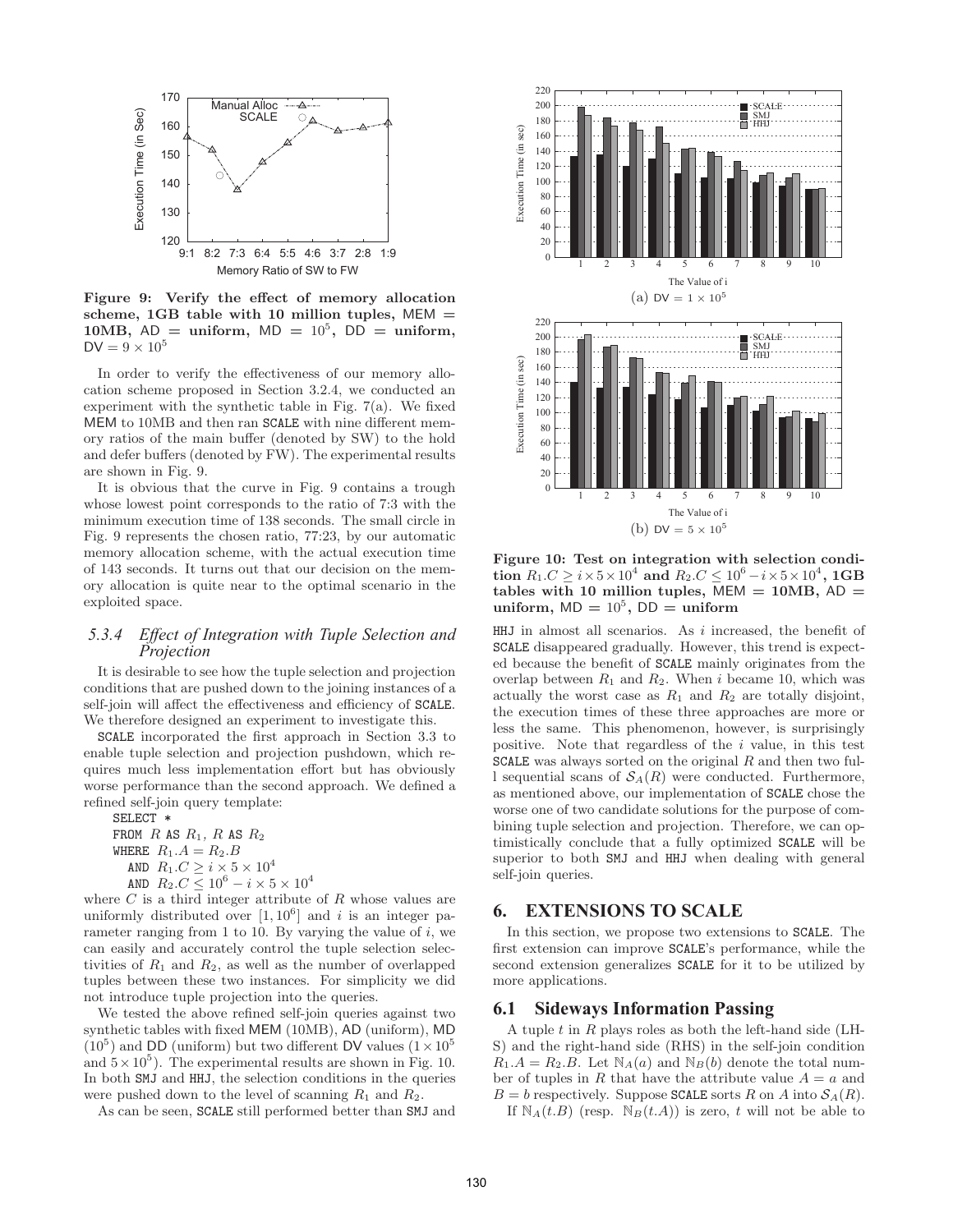Figure 9: Verify the effect of memory allocation scheme, 1GB table with 10 million tuples, MEM = 10MB, AD = uniform, MD = $10^5$, DD = uniform, DV = $9 \times 10^5$

In order to verify the effectiveness of our memory allocation scheme proposed in Section 3.2.4, we conducted an experiment with the synthetic table in Fig. 7(a). We fixed MEM to 10MB and then ran SCALE with nine different memory ratios of the main buffer (denoted by SW) to the hold and defer buffers (denoted by FW). The experimental results are shown in Fig. 9.

It is obvious that the curve in Fig. 9 contains a trough whose lowest point corresponds to the ratio of 7:3 with the minimum execution time of 138 seconds. The small circle in Fig. 9 represents the chosen ratio, 77:23, by our automatic memory allocation scheme, with the actual execution time of 143 seconds. It turns out that our decision on the memory allocation is quite near to the optimal scenario in the exploited space.

### *5.3.4 Effect of Integration with Tuple Selection and Projection*

It is desirable to see how the tuple selection and projection conditions that are pushed down to the joining instances of a self-join will affect the effectiveness and efficiency of SCALE. We therefore designed an experiment to investigate this.

SCALE incorporated the first approach in Section 3.3 to enable tuple selection and projection pushdown, which requires much less implementation effort but has obviously worse performance than the second approach. We defined a refined self-join query template:

SELECT *
FROM $R$ AS $R_1$, $R$ AS $R_2$
WHERE $R_1.A = R_2.B$
AND $R_1.C \geq i \times 5 \times 10^4$
AND $R_2.C \leq 10^6 - i \times 5 \times 10^4$

where $C$ is a third integer attribute of $R$ whose values are uniformly distributed over $[1, 10^6]$ and $i$ is an integer parameter ranging from 1 to 10. By varying the value of $i$, we can easily and accurately control the tuple selection selectivities of $R_1$ and $R_2$, as well as the number of overlapped tuples between these two instances. For simplicity we did not introduce tuple projection into the queries.

We tested the above refined self-join queries against two synthetic tables with fixed MEM (10MB), AD (uniform), MD ($10^5$) and DD (uniform) but two different DV values ($1 \times 10^5$ and $5 \times 10^5$). The experimental results are shown in Fig. 10. In both SMJ and HHJ, the selection conditions in the queries were pushed down to the level of scanning $R_1$ and $R_2$.

As can be seen, SCALE still performed better than SMJ and HHJ in almost all scenarios. As $i$ increased, the benefit of SCALE disappeared gradually. However, this trend is expected because the benefit of SCALE mainly originates from the overlap between $R_1$ and $R_2$. When $i$ became 10, which was actually the worst case as $R_1$ and $R_2$ are totally disjoint, the execution times of these three approaches are more or less the same. This phenomenon, however, is surprisingly positive. Note that regardless of the $i$ value, in this test SCALE was always sorted on the original $R$ and then two full sequential scans of $\mathcal{S}_A(R)$ were conducted. Furthermore, as mentioned above, our implementation of SCALE chose the worse one of two candidate solutions for the purpose of combining tuple selection and projection. Therefore, we can optimistically conclude that a fully optimized SCALE will be superior to both SMJ and HHJ when dealing with general self-join queries.

(a) DV = $1 \times 10^5$

(b) DV = $5 \times 10^5$

Figure 10: Test on integration with selection condition $R_1.C \geq i \times 5 \times 10^4$ and $R_2.C \leq 10^6 - i \times 5 \times 10^4$, 1GB tables with 10 million tuples, MEM = 10MB, AD = uniform, MD = $10^5$, DD = uniform

## 6. EXTENSIONS TO SCALE

In this section, we propose two extensions to SCALE. The first extension can improve SCALE's performance, while the second extension generalizes SCALE for it to be utilized by more applications.

### 6.1 Sideways Information Passing

A tuple $t$ in $R$ plays roles as both the left-hand side (LHS) and the right-hand side (RHS) in the self-join condition $R_1.A = R_2.B$. Let $\mathbb{N}_A(a)$ and $\mathbb{N}_B(b)$ denote the total number of tuples in $R$ that have the attribute value $A = a$ and $B = b$ respectively. Suppose SCALE sorts $R$ on $A$ into $\mathcal{S}_A(R)$.

If $\mathbb{N}_A(t.B)$ (resp. $\mathbb{N}_B(t.A)$) is zero, $t$ will not be able to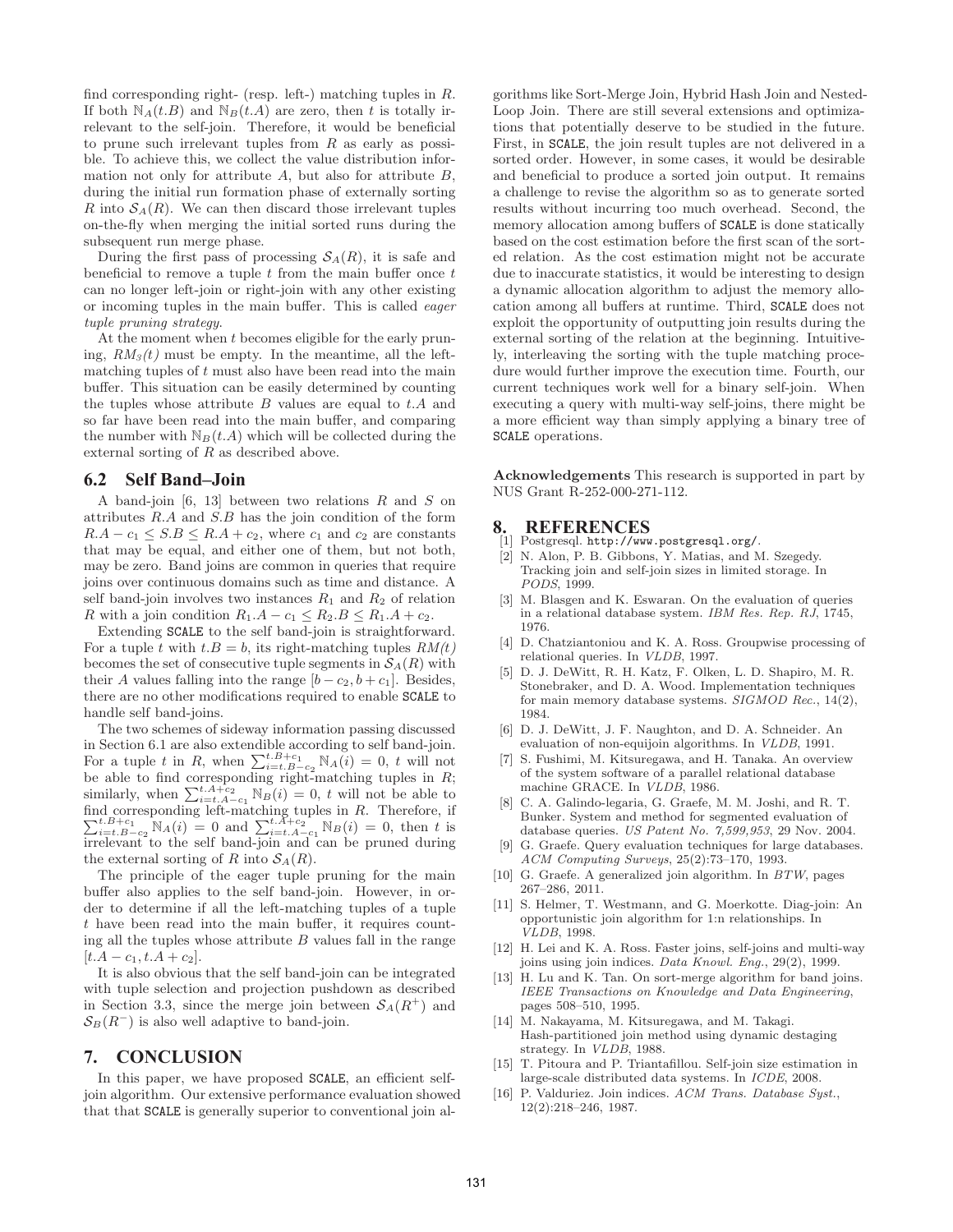find corresponding right- (resp. left-) matching tuples in $R$. If both $\mathbb{N}_A(t.B)$ and $\mathbb{N}_B(t.A)$ are zero, then $t$ is totally irrelevant to the self-join. Therefore, it would be beneficial to prune such irrelevant tuples from $R$ as early as possible. To achieve this, we collect the value distribution information not only for attribute $A$, but also for attribute $B$, during the initial run formation phase of externally sorting $R$ into $\mathcal{S}_A(R)$. We can then discard those irrelevant tuples on-the-fly when merging the initial sorted runs during the subsequent run merge phase.

During the first pass of processing $\mathcal{S}_A(R)$, it is safe and beneficial to remove a tuple $t$ from the main buffer once $t$ can no longer left-join or right-join with any other existing or incoming tuples in the main buffer. This is called *eager tuple pruning strategy*.

At the moment when $t$ becomes eligible for the early pruning, $RM_\beta(t)$ must be empty. In the meantime, all the left-matching tuples of $t$ must also have been read into the main buffer. This situation can be easily determined by counting the tuples whose attribute $B$ values are equal to $t.A$ and so far have been read into the main buffer, and comparing the number with $\mathbb{N}_B(t.A)$ which will be collected during the external sorting of $R$ as described above.

## 6.2 Self Band–Join

A band-join [6, 13] between two relations $R$ and $S$ on attributes $R.A$ and $S.B$ has the join condition of the form $R.A - c_1 \le S.B \le R.A + c_2$, where $c_1$ and $c_2$ are constants that may be equal, and either one of them, but not both, may be zero. Band joins are common in queries that require joins over continuous domains such as time and distance. A self band-join involves two instances $R_1$ and $R_2$ of relation $R$ with a join condition $R_1.A - c_1 \le R_2.B \le R_1.A + c_2$.

Extending SCALE to the self band-join is straightforward. For a tuple $t$ with $t.B = b$, its right-matching tuples $RM(t)$ becomes the set of consecutive tuple segments in $\mathcal{S}_A(R)$ with their $A$ values falling into the range $[b - c_2, b + c_1]$. Besides, there are no other modifications required to enable SCALE to handle self band-joins.

The two schemes of sideway information passing discussed in Section 6.1 are also extendible according to self band-join. For a tuple $t$ in $R$, when $\sum_{i=t.B-c_2}^{t.B+c_1} \mathbb{N}_A(i) = 0$, $t$ will not be able to find corresponding right-matching tuples in $R$; similarly, when $\sum_{i=t.A-c_1}^{t.A+c_2} \mathbb{N}_B(i) = 0$, $t$ will not be able to find corresponding left-matching tuples in $R$. Therefore, if $\sum_{i=t.B-c_2}^{t.B+c_1} \mathbb{N}_A(i) = 0$ and $\sum_{i=t.A-c_1}^{t.A+c_2} \mathbb{N}_B(i) = 0$, then $t$ is irrelevant to the self band-join and can be pruned during the external sorting of $R$ into $\mathcal{S}_A(R)$.

The principle of the eager tuple pruning for the main buffer also applies to the self band-join. However, in order to determine if all the left-matching tuples of a tuple $t$ have been read into the main buffer, it requires counting all the tuples whose attribute $B$ values fall in the range $[t.A - c_1, t.A + c_2]$.

It is also obvious that the self band-join can be integrated with tuple selection and projection pushdown as described in Section 3.3, since the merge join between $\mathcal{S}_A(R^+)$ and $\mathcal{S}_B(R^-)$ is also well adaptive to band-join.

# 7. CONCLUSION

In this paper, we have proposed SCALE, an efficient self-join algorithm. Our extensive performance evaluation showed that that SCALE is generally superior to conventional join algorithms like Sort-Merge Join, Hybrid Hash Join and Nested-Loop Join. There are still several extensions and optimizations that potentially deserve to be studied in the future. First, in SCALE, the join result tuples are not delivered in a sorted order. However, in some cases, it would be desirable and beneficial to produce a sorted join output. It remains a challenge to revise the algorithm so as to generate sorted results without incurring too much overhead. Second, the memory allocation among buffers of SCALE is done statically based on the cost estimation before the first scan of the sorted relation. As the cost estimation might not be accurate due to inaccurate statistics, it would be interesting to design a dynamic allocation algorithm to adjust the memory allocation among all buffers at runtime. Third, SCALE does not exploit the opportunity of outputting join results during the external sorting of the relation at the beginning. Intuitively, interleaving the sorting with the tuple matching procedure would further improve the execution time. Fourth, our current techniques work well for a binary self-join. When executing a query with multi-way self-joins, there might be a more efficient way than simply applying a binary tree of SCALE operations.

**Acknowledgements** This research is supported in part by NUS Grant R-252-000-271-112.

# 8. REFERENCES

[1] Postgresql. http://www.postgresql.org/.

[2] N. Alon, P. B. Gibbons, Y. Matias, and M. Szegedy. Tracking join and self-join sizes in limited storage. In *PODS*, 1999.

[3] M. Blasgen and K. Eswaran. On the evaluation of queries in a relational database system. *IBM Res. Rep. RJ*, 1745, 1976.

[4] D. Chatziantoniou and K. A. Ross. Groupwise processing of relational queries. In *VLDB*, 1997.

[5] D. J. DeWitt, R. H. Katz, F. Olken, L. D. Shapiro, M. R. Stonebraker, and D. A. Wood. Implementation techniques for main memory database systems. *SIGMOD Rec.*, 14(2), 1984.

[6] D. J. DeWitt, J. F. Naughton, and D. A. Schneider. An evaluation of non-equijoin algorithms. In *VLDB*, 1991.

[7] S. Fushimi, M. Kitsuregawa, and H. Tanaka. An overview of the system software of a parallel relational database machine GRACE. In *VLDB*, 1986.

[8] C. A. Galindo-legaria, G. Graefe, M. M. Joshi, and R. T. Bunker. System and method for segmented evaluation of database queries. *US Patent No. 7,599,953*, 29 Nov. 2004.

[9] G. Graefe. Query evaluation techniques for large databases. *ACM Computing Surveys*, 25(2):73–170, 1993.

[10] G. Graefe. A generalized join algorithm. In *BTW*, pages 267–286, 2011.

[11] S. Helmer, T. Westmann, and G. Moerkotte. Diag-join: An opportunistic join algorithm for 1:n relationships. In *VLDB*, 1998.

[12] H. Lei and K. A. Ross. Faster joins, self-joins and multi-way joins using join indices. *Data Knowl. Eng.*, 29(2), 1999.

[13] H. Lu and K. Tan. On sort-merge algorithm for band joins. *IEEE Transactions on Knowledge and Data Engineering*, pages 508–510, 1995.

[14] M. Nakayama, M. Kitsuregawa, and M. Takagi. Hash-partitioned join method using dynamic destaging strategy. In *VLDB*, 1988.

[15] T. Pitoura and P. Triantafillou. Self-join size estimation in large-scale distributed data systems. In *ICDE*, 2008.

[16] P. Valduriez. Join indices. *ACM Trans. Database Syst.*, 12(2):218–246, 1987.